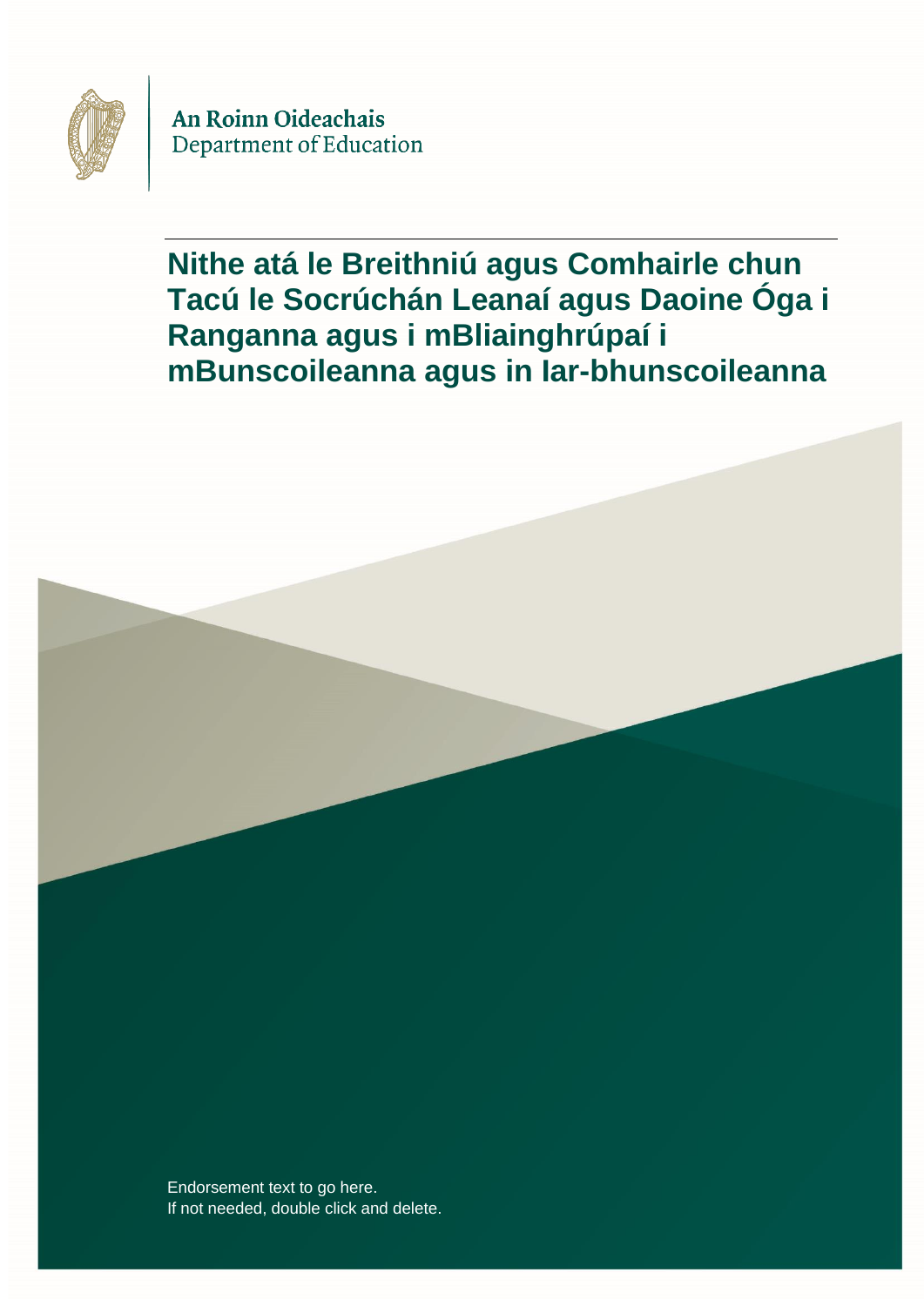An Roinn Oideachais
Department of Education

# Nithe atá le Breithniú agus Comhairle chun Tacú le Socrúchán Leanaí agus Daoine Óga i Ranganna agus i mBliainghrúpaí i mBunscoileanna agus in Iar-bhunscoileanna

Endorsement text to go here.
If not needed, double click and delete.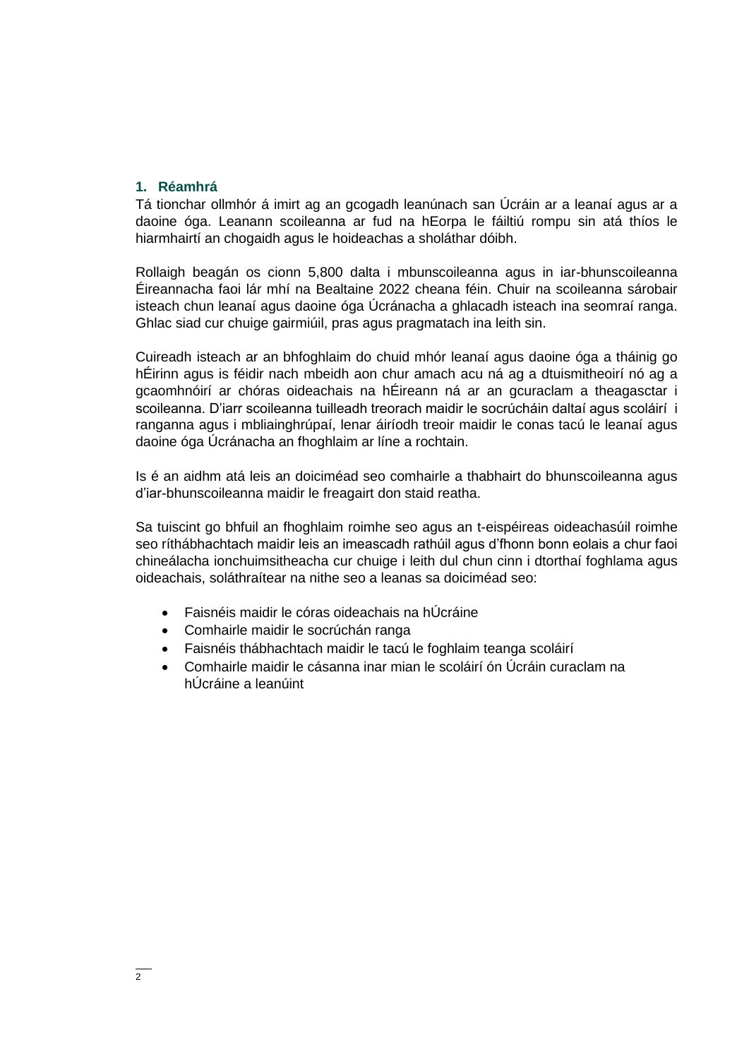## 1. Réamhrá

Tá tionchar ollmhór á imirt ag an gcogadh leanúnach san Úcráin ar a leanaí agus ar a daoine óga. Leanann scoileanna ar fud na hEorpa le fáiltiú rompu sin atá thíos le hiarmhairtí an chogaidh agus le hoideachas a sholáthar dóibh.

Rollaigh beagán os cionn 5,800 dalta i mbunscoileanna agus in iar-bhunscoileanna Éireannacha faoi lár mhí na Bealtaine 2022 cheana féin. Chuir na scoileanna sárobair isteach chun leanaí agus daoine óga Úcránacha a ghlacadh isteach ina seomraí ranga. Ghlac siad cur chuige gairmiúil, pras agus pragmatach ina leith sin.

Cuireadh isteach ar an bhfoghlaim do chuid mhór leanaí agus daoine óga a tháinig go hÉirinn agus is féidir nach mbeidh aon chur amach acu ná ag a dtuismitheoirí nó ag a gcaomhnóirí ar chóras oideachais na hÉireann ná ar an gcuraclam a theagasctar i scoileanna. D'iarr scoileanna tuilleadh treorach maidir le socrúcháin daltaí agus scoláirí i ranganna agus i mbliainghrúpaí, lenar áiríodh treoir maidir le conas tacú le leanaí agus daoine óga Úcránacha an fhoghlaim ar líne a rochtain.

Is é an aidhm atá leis an doiciméad seo comhairle a thabhairt do bhunscoileanna agus d'iar-bhunscoileanna maidir le freagairt don staid reatha.

Sa tuiscint go bhfuil an fhoghlaim roimhe seo agus an t-eispéireas oideachasúil roimhe seo ríthábhachtach maidir leis an imeascadh rathúil agus d'fhonn bonn eolais a chur faoi chineálacha ionchuimsitheacha cur chuige i leith dul chun cinn i dtorthaí foghlama agus oideachais, soláthraítear na nithe seo a leanas sa doiciméad seo:

- Faisnéis maidir le córas oideachais na hÚcráine
- Comhairle maidir le socrúchán ranga
- Faisnéis thábhachtach maidir le tacú le foghlaim teanga scoláirí
- Comhairle maidir le cásanna inar mian le scoláirí ón Úcráin curaclam na hÚcráine a leanúint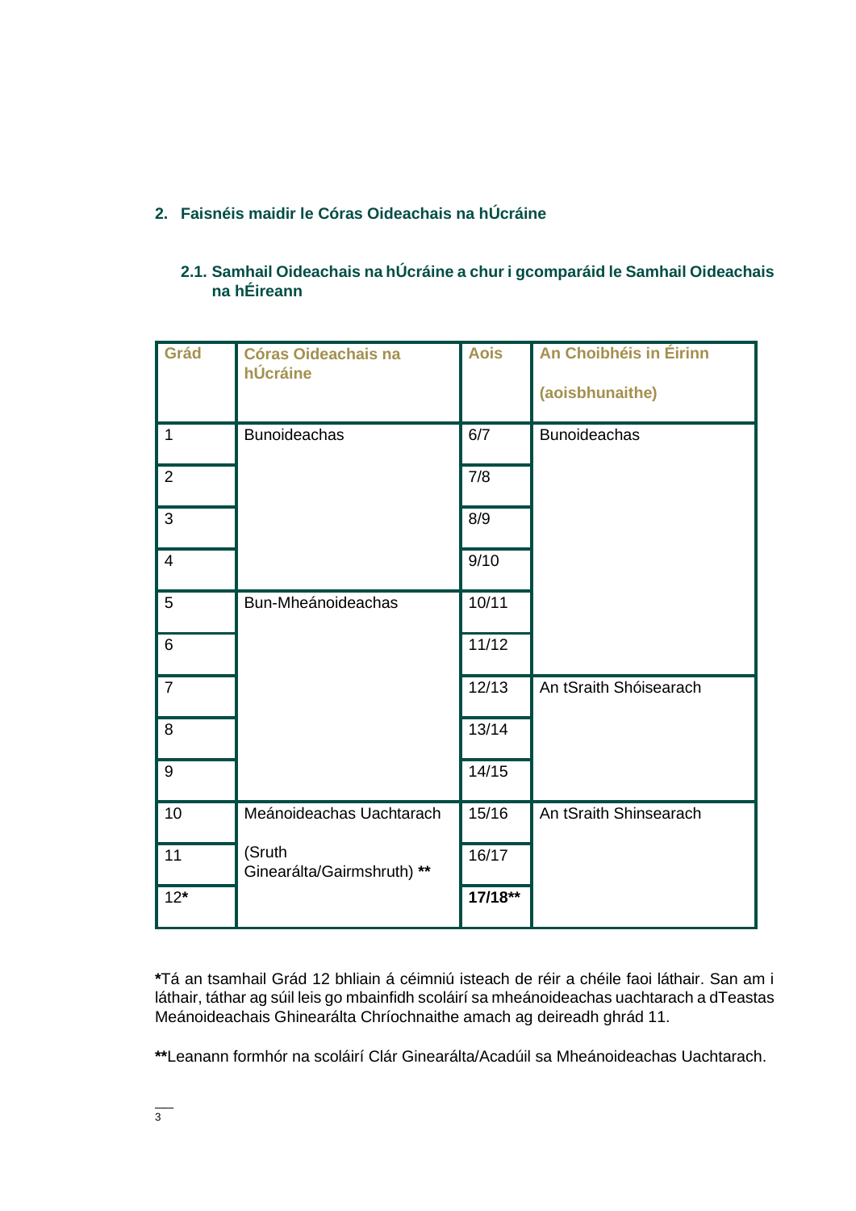## 2. Faisnéis maidir le Córas Oideachais na hÚcráine

### 2.1. Samhail Oideachais na hÚcráine a chur i gcomparáid le Samhail Oideachais na hÉireann

| Grád | Córas Oideachais na hÚcráine | Aois | An Choibhéis in Éirinn (aoisbhunaithe) |
|---|---|---|---|
| 1 | Bunoideachas | 6/7 | Bunoideachas |
| 2 | | 7/8 | |
| 3 | | 8/9 | |
| 4 | | 9/10 | |
| 5 | Bun-Mheánoideachas | 10/11 | |
| 6 | | 11/12 | |
| 7 | | 12/13 | An tSraith Shóisearach |
| 8 | | 13/14 | |
| 9 | | 14/15 | |
| 10 | Meánoideachas Uachtarach | 15/16 | An tSraith Shinsearach |
| 11 | (Sruth Ginearálta/Gairmshruth) ** | 16/17 | |
| 12* | | **17/18**** | |

***Tá** an tsamhail Grád 12 bhliain á céimniú isteach de réir a chéile faoi láthair. San am i láthair, táthar ag súil leis go mbainfidh scoláirí sa mheánoideachas uachtarach a dTeastas Meánoideachais Ghinearálta Chríochnaithe amach ag deireadh ghrád 11.

****Leanann** formhór na scoláirí Clár Ginearálta/Acadúil sa Mheánoideachas Uachtarach.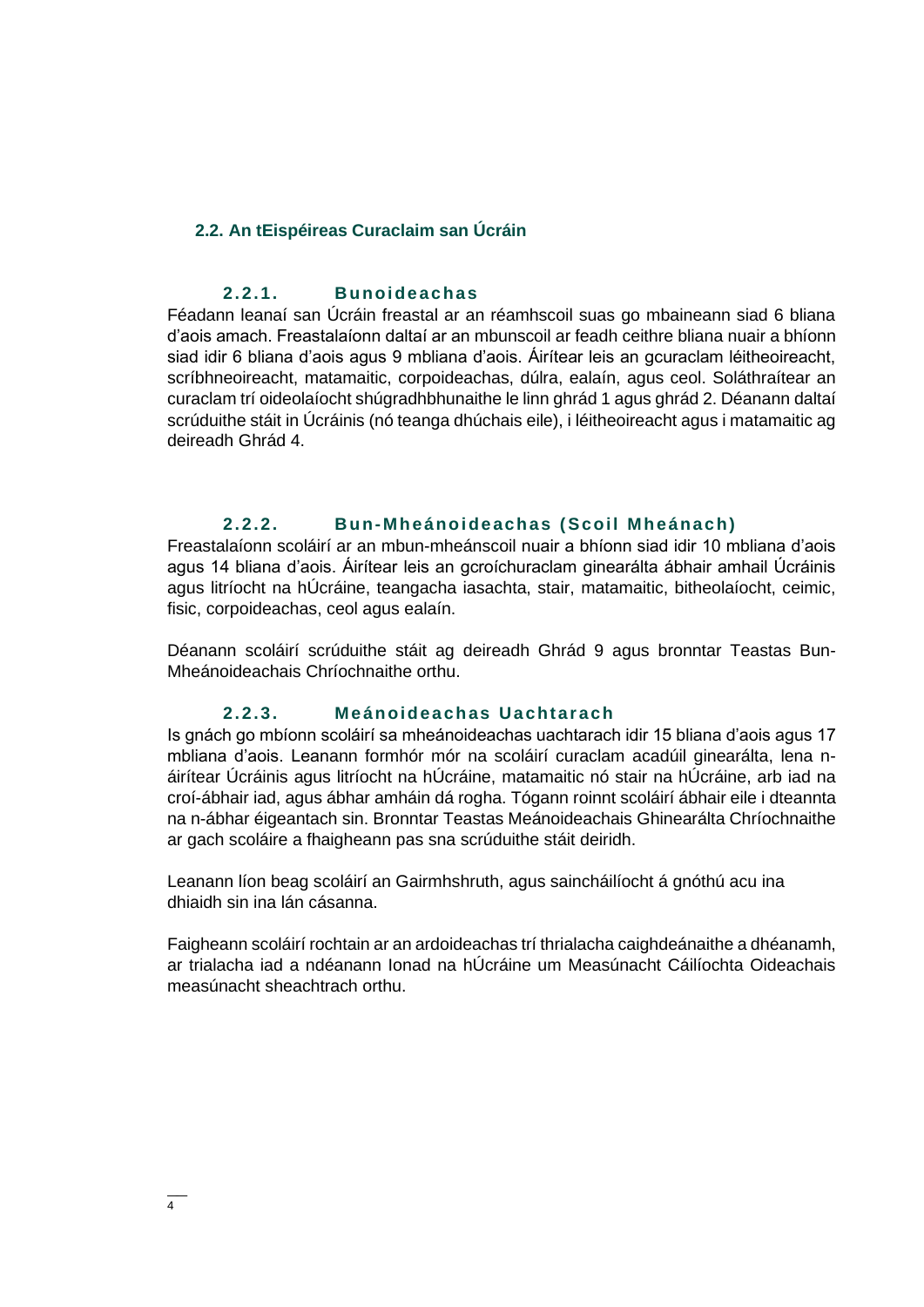## 2.2. An tEispéireas Curaclaim san Úcráin

### 2.2.1. Bunoideachas

Féadann leanaí san Úcráin freastal ar an réamhscoil suas go mbaineann siad 6 bliana d'aois amach. Freastalaíonn daltaí ar an mbunscoil ar feadh ceithre bliana nuair a bhíonn siad idir 6 bliana d'aois agus 9 mbliana d'aois. Áirítear leis an gcuraclam léitheoireacht, scríbhneoireacht, matamaitic, corpoideachas, dúlra, ealaín, agus ceol. Soláthraítear an curaclam trí oideolaíocht shúgradhbhunaithe le linn ghrád 1 agus ghrád 2. Déanann daltaí scrúduithe stáit in Úcráinis (nó teanga dhúchais eile), i léitheoireacht agus i matamaitic ag deireadh Ghrád 4.

### 2.2.2. Bun-Mheánoideachas (Scoil Mheánach)

Freastalaíonn scoláirí ar an mbun-mheánscoil nuair a bhíonn siad idir 10 mbliana d'aois agus 14 bliana d'aois. Áirítear leis an gcroíchuraclam ginearálta ábhair amhail Úcráinis agus litríocht na hÚcráine, teangacha iasachta, stair, matamaitic, bitheolaíocht, ceimic, fisic, corpoideachas, ceol agus ealaín.

Déanann scoláirí scrúduithe stáit ag deireadh Ghrád 9 agus bronntar Teastas Bun-Mheánoideachais Chríochnaithe orthu.

### 2.2.3. Meánoideachas Uachtarach

Is gnách go mbíonn scoláirí sa mheánoideachas uachtarach idir 15 bliana d'aois agus 17 mbliana d'aois. Leanann formhór mór na scoláirí curaclam acadúil ginearálta, lena n-áirítear Úcráinis agus litríocht na hÚcráine, matamaitic nó stair na hÚcráine, arb iad na croí-ábhair iad, agus ábhar amháin dá rogha. Tógann roinnt scoláirí ábhair eile i dteannta na n-ábhar éigeantach sin. Bronntar Teastas Meánoideachais Ghinearálta Chríochnaithe ar gach scoláire a fhaigheann pas sna scrúduithe stáit deiridh.

Leanann líon beag scoláirí an Gairmhshruth, agus saincháilíocht á gnóthú acu ina dhiaidh sin ina lán cásanna.

Faigheann scoláirí rochtain ar an ardoideachas trí thrialacha caighdeánaithe a dhéanamh, ar trialacha iad a ndéanann Ionad na hÚcráine um Measúnacht Cáilíochta Oideachais measúnacht sheachtrach orthu.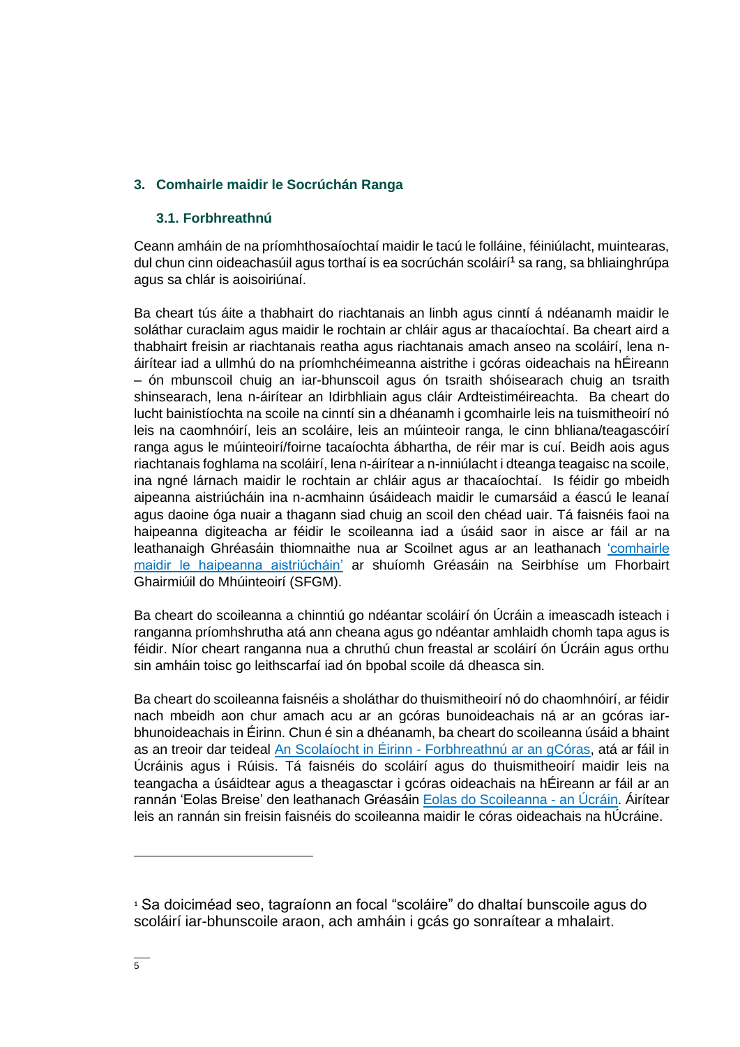## 3. Comhairle maidir le Socrúchán Ranga

### 3.1. Forbhreathnú

Ceann amháin de na príomhthosaíochtaí maidir le tacú le folláine, féiniúlacht, muintearas, dul chun cinn oideachasúil agus torthaí is ea socrúchán scoláirí[1] sa rang, sa bhliainghrúpa agus sa chlár is aoisoiriúnaí.

Ba cheart tús áite a thabhairt do riachtanais an linbh agus cinntí á ndéanamh maidir le soláthar curaclaim agus maidir le rochtain ar chláir agus ar thacaíochtaí. Ba cheart aird a thabhairt freisin ar riachtanais reatha agus riachtanais amach anseo na scoláirí, lena n-áirítear iad a ullmhú do na príomhchéimeanna aistrithe i gcóras oideachais na hÉireann – ón mbunscoil chuig an iar-bhunscoil agus ón tsraith shóisearach chuig an tsraith shinsearach, lena n-áirítear an Idirbhliain agus cláir Ardteistiméireachta. Ba cheart do lucht bainistíochta na scoile na cinntí sin a dhéanamh i gcomhairle leis na tuismitheoirí nó leis na caomhnóirí, leis an scoláire, leis an múinteoir ranga, le cinn bhliana/teagascóirí ranga agus le múinteoirí/foirne tacaíochta ábhartha, de réir mar is cuí. Beidh aois agus riachtanais foghlama na scoláirí, lena n-áirítear a n-inniúlacht i dteanga teagaisc na scoile, ina ngné lárnach maidir le rochtain ar chláir agus ar thacaíochtaí. Is féidir go mbeidh aipeanna aistriúcháin ina n-acmhainn úsáideach maidir le cumarsáid a éascú le leanaí agus daoine óga nuair a thagann siad chuig an scoil den chéad uair. Tá faisnéis faoi na haipeanna digiteacha ar féidir le scoileanna iad a úsáid saor in aisce ar fáil ar na leathanaigh Ghréasáin thiomnaithe nua ar Scoilnet agus ar an leathanach 'comhairle maidir le haipeanna aistriúcháin' ar shuíomh Gréasáin na Seirbhíse um Fhorbairt Ghairmiúil do Mhúinteoirí (SFGM).

Ba cheart do scoileanna a chinntiú go ndéantar scoláirí ón Úcráin a imeascadh isteach i ranganna príomhshrutha atá ann cheana agus go ndéantar amhlaidh chomh tapa agus is féidir. Níor cheart ranganna nua a chruthú chun freastal ar scoláirí ón Úcráin agus orthu sin amháin toisc go leithscarfaí iad ón bpobal scoile dá dheasca sin.

Ba cheart do scoileanna faisnéis a sholáthar do thuismitheoirí nó do chaomhnóirí, ar féidir nach mbeidh aon chur amach acu ar an gcóras bunoideachais ná ar an gcóras iar-bhunoideachais in Éirinn. Chun é sin a dhéanamh, ba cheart do scoileanna úsáid a bhaint as an treoir dar teideal An Scolaíocht in Éirinn - Forbhreathnú ar an gCóras, atá ar fáil in Úcráinis agus i Rúisis. Tá faisnéis do scoláirí agus do thuismitheoirí maidir leis na teangacha a úsáidtear agus a theagasctar i gcóras oideachais na hÉireann ar fáil ar an rannán 'Eolas Breise' den leathanach Gréasáin Eolas do Scoileanna - an Úcráin. Áirítear leis an rannán sin freisin faisnéis do scoileanna maidir le córas oideachais na hÚcráine.

---

[1] Sa doiciméad seo, tagraíonn an focal "scoláire" do dhaltaí bunscoile agus do scoláirí iar-bhunscoile araon, ach amháin i gcás go sonraítear a mhalairt.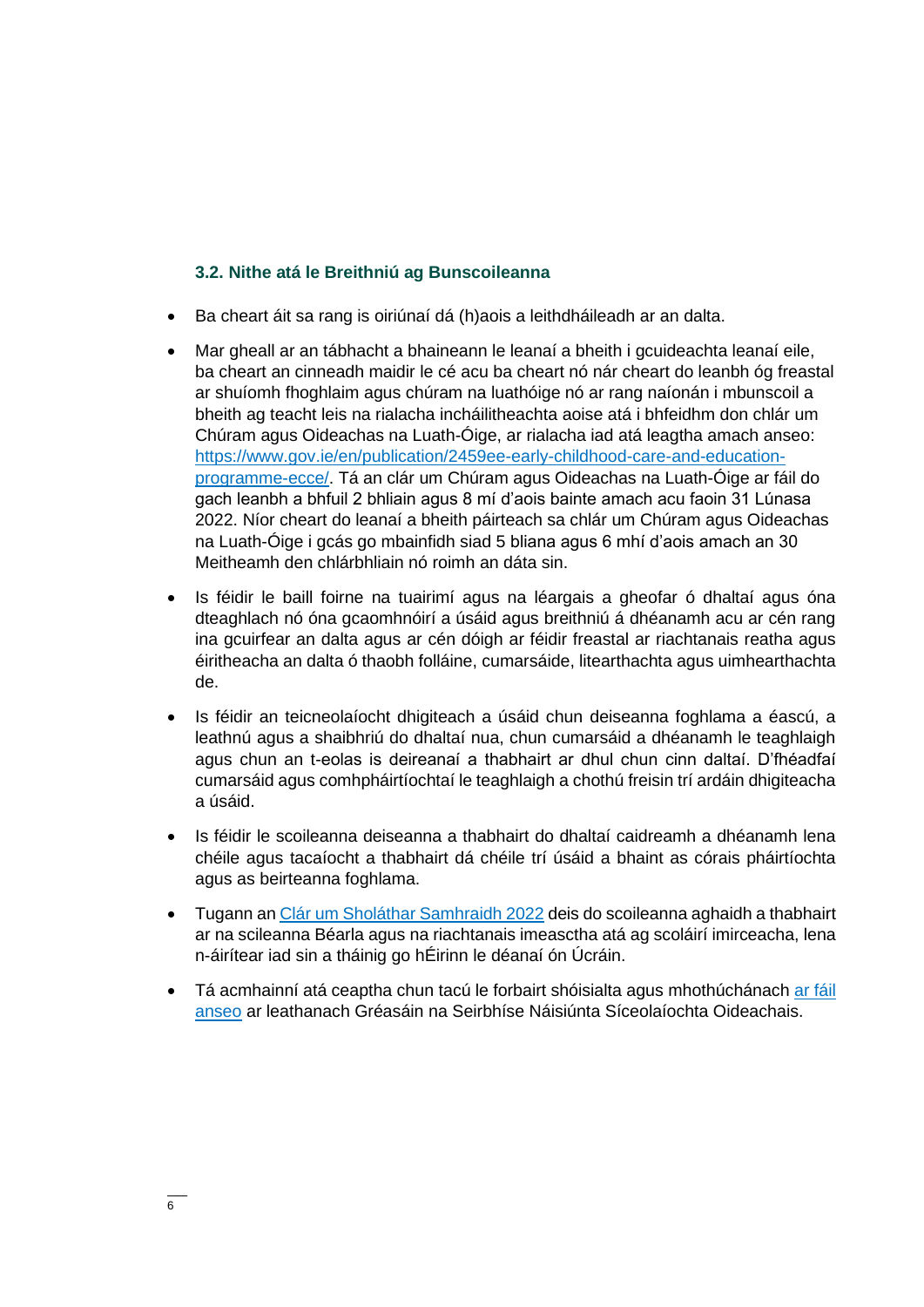### 3.2. Nithe atá le Breithniú ag Bunscoileanna

- Ba cheart áit sa rang is oiriúnaí dá (h)aois a leithdháileadh ar an dalta.
- Mar gheall ar an tábhacht a bhaineann le leanaí a bheith i gcuideachta leanaí eile, ba cheart an cinneadh maidir le cé acu ba cheart nó nár cheart do leanbh óg freastal ar shuíomh fhoghlaim agus chúram na luathóige nó ar rang naíonán i mbunscoil a bheith ag teacht leis na rialacha incháilitheachta aoise atá i bhfeidhm don chlár um Chúram agus Oideachas na Luath-Óige, ar rialacha iad atá leagtha amach anseo: [https://www.gov.ie/en/publication/2459ee-early-childhood-care-and-education-programme-ecce/](https://www.gov.ie/en/publication/2459ee-early-childhood-care-and-education-programme-ecce/). Tá an clár um Chúram agus Oideachas na Luath-Óige ar fáil do gach leanbh a bhfuil 2 bhliain agus 8 mí d'aois bainte amach acu faoin 31 Lúnasa 2022. Níor cheart do leanaí a bheith páirteach sa chlár um Chúram agus Oideachas na Luath-Óige i gcás go mbainfidh siad 5 bliana agus 6 mhí d'aois amach an 30 Meitheamh den chlárbhliain nó roimh an dáta sin.
- Is féidir le baill foirne na tuairimí agus na léargais a gheofar ó dhaltaí agus óna dteaghlach nó óna gcaomhnóirí a úsáid agus breithniú á dhéanamh acu ar cén rang ina gcuirfear an dalta agus ar cén dóigh ar féidir freastal ar riachtanais reatha agus éiritheacha an dalta ó thaobh folláine, cumarsáide, litearthachta agus uimhearthachta de.
- Is féidir an teicneolaíocht dhigiteach a úsáid chun deiseanna foghlama a éascú, a leathnú agus a shaibhriú do dhaltaí nua, chun cumarsáid a dhéanamh le teaghlaigh agus chun an t-eolas is deireanaí a thabhairt ar dhul chun cinn daltaí. D'fhéadfaí cumarsáid agus comhpháirtíochtaí le teaghlaigh a chothú freisin trí ardáin dhigiteacha a úsáid.
- Is féidir le scoileanna deiseanna a thabhairt do dhaltaí caidreamh a dhéanamh lena chéile agus tacaíocht a thabhairt dá chéile trí úsáid a bhaint as córais pháirtíochta agus as beirteanna foghlama.
- Tugann an Clár um Sholáthar Samhraidh 2022 deis do scoileanna aghaidh a thabhairt ar na scileanna Béarla agus na riachtanais imeasctha atá ag scoláirí imirceacha, lena n-áirítear iad sin a tháinig go hÉirinn le déanaí ón Úcráin.
- Tá acmhainní atá ceaptha chun tacú le forbairt shóisialta agus mhothúchánach ar fáil anseo ar leathanach Gréasáin na Seirbhíse Náisiúnta Síceolaíochta Oideachais.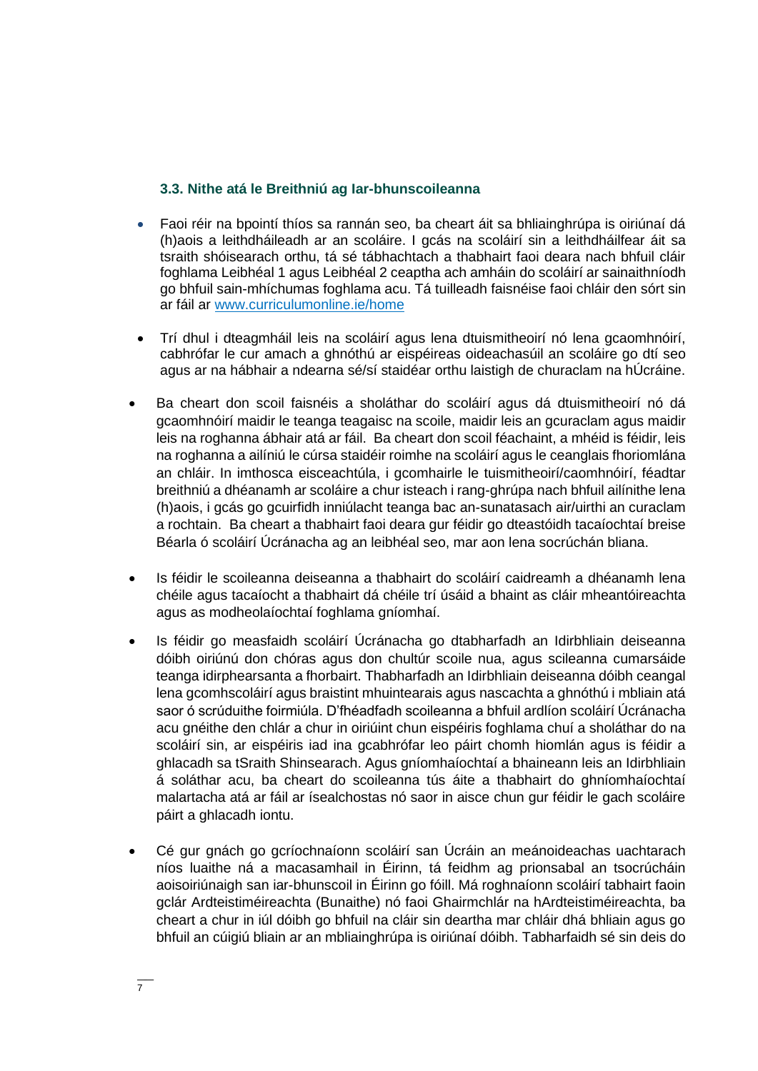### 3.3. Nithe atá le Breithniú ag Iar-bhunscoileanna

- Faoi réir na bpointí thíos sa rannán seo, ba cheart áit sa bhliainghrúpa is oiriúnaí dá (h)aois a leithdháileadh ar an scoláire. I gcás na scoláirí sin a leithdháilfear áit sa tsraith shóisearach orthu, tá sé tábhachtach a thabhairt faoi deara nach bhfuil cláir foghlama Leibhéal 1 agus Leibhéal 2 ceaptha ach amháin do scoláirí ar sainaithníodh go bhfuil sain-mhíchumas foghlama acu. Tá tuilleadh faisnéise faoi chláir den sórt sin ar fáil ar [www.curriculumonline.ie/home](http://www.curriculumonline.ie/home)

- Trí dhul i dteagmháil leis na scoláirí agus lena dtuismitheoirí nó lena gcaomhnóirí, cabhrófar le cur amach a ghnóthú ar eispéireas oideachasúil an scoláire go dtí seo agus ar na hábhair a ndearna sé/sí staidéar orthu laistigh de churaclam na hÚcráine.

- Ba cheart don scoil faisnéis a sholáthar do scoláirí agus dá dtuismitheoirí nó dá gcaomhnóirí maidir le teanga teagaisc na scoile, maidir leis an gcuraclam agus maidir leis na roghanna ábhair atá ar fáil. Ba cheart don scoil féachaint, a mhéid is féidir, leis na roghanna a ailíniú le cúrsa staidéir roimhe na scoláirí agus le ceanglais fhoriomlána an chláir. In imthosca eisceachtúla, i gcomhairle le tuismitheoirí/caomhnóirí, féadtar breithniú a dhéanamh ar scoláire a chur isteach i rang-ghrúpa nach bhfuil ailínithe lena (h)aois, i gcás go gcuirfidh inniúlacht teanga bac an-sunatasach air/uirthi an curaclam a rochtain. Ba cheart a thabhairt faoi deara gur féidir go dteastóidh tacaíochtaí breise Béarla ó scoláirí Úcránacha ag an leibhéal seo, mar aon lena socrúchán bliana.

- Is féidir le scoileanna deiseanna a thabhairt do scoláirí caidreamh a dhéanamh lena chéile agus tacaíocht a thabhairt dá chéile trí úsáid a bhaint as cláir mheantóireachta agus as modheolaíochtaí foghlama gníomhaí.

- Is féidir go measfaidh scoláirí Úcránacha go dtabharfadh an Idirbhliain deiseanna dóibh oiriúnú don chóras agus don chultúr scoile nua, agus scileanna cumarsáide teanga idirphearsanta a fhorbairt. Thabharfadh an Idirbhliain deiseanna dóibh ceangal lena gcomhscoláirí agus braistint mhuintearais agus nascachta a ghnóthú i mbliain atá saor ó scrúduithe foirmiúla. D'fhéadfadh scoileanna a bhfuil ardlíon scoláirí Úcránacha acu gnéithe den chlár a chur in oiriúint chun eispéiris foghlama chuí a sholáthar do na scoláirí sin, ar eispéiris iad ina gcabhrófar leo páirt chomh hiomlán agus is féidir a ghlacadh sa tSraith Shinsearach. Agus gníomhaíochtaí a bhaineann leis an Idirbhliain á soláthar acu, ba cheart do scoileanna tús áite a thabhairt do ghníomhaíochtaí malartacha atá ar fáil ar ísealchostas nó saor in aisce chun gur féidir le gach scoláire páirt a ghlacadh iontu.

- Cé gur gnách go gcríochnaíonn scoláirí san Úcráin an meánoideachas uachtarach níos luaithe ná a macasamhail in Éirinn, tá feidhm ag prionsabal an tsocrúcháin aoisoiriúnaigh san iar-bhunscoil in Éirinn go fóill. Má roghnaíonn scoláirí tabhairt faoin gclár Ardteistiméireachta (Bunaithe) nó faoi Ghairmchlár na hArdteistiméireachta, ba cheart a chur in iúl dóibh go bhfuil na cláir sin deartha mar chláir dhá bhliain agus go bhfuil an cúigiú bliain ar an mbliainghrúpa is oiriúnaí dóibh. Tabharfaidh sé sin deis do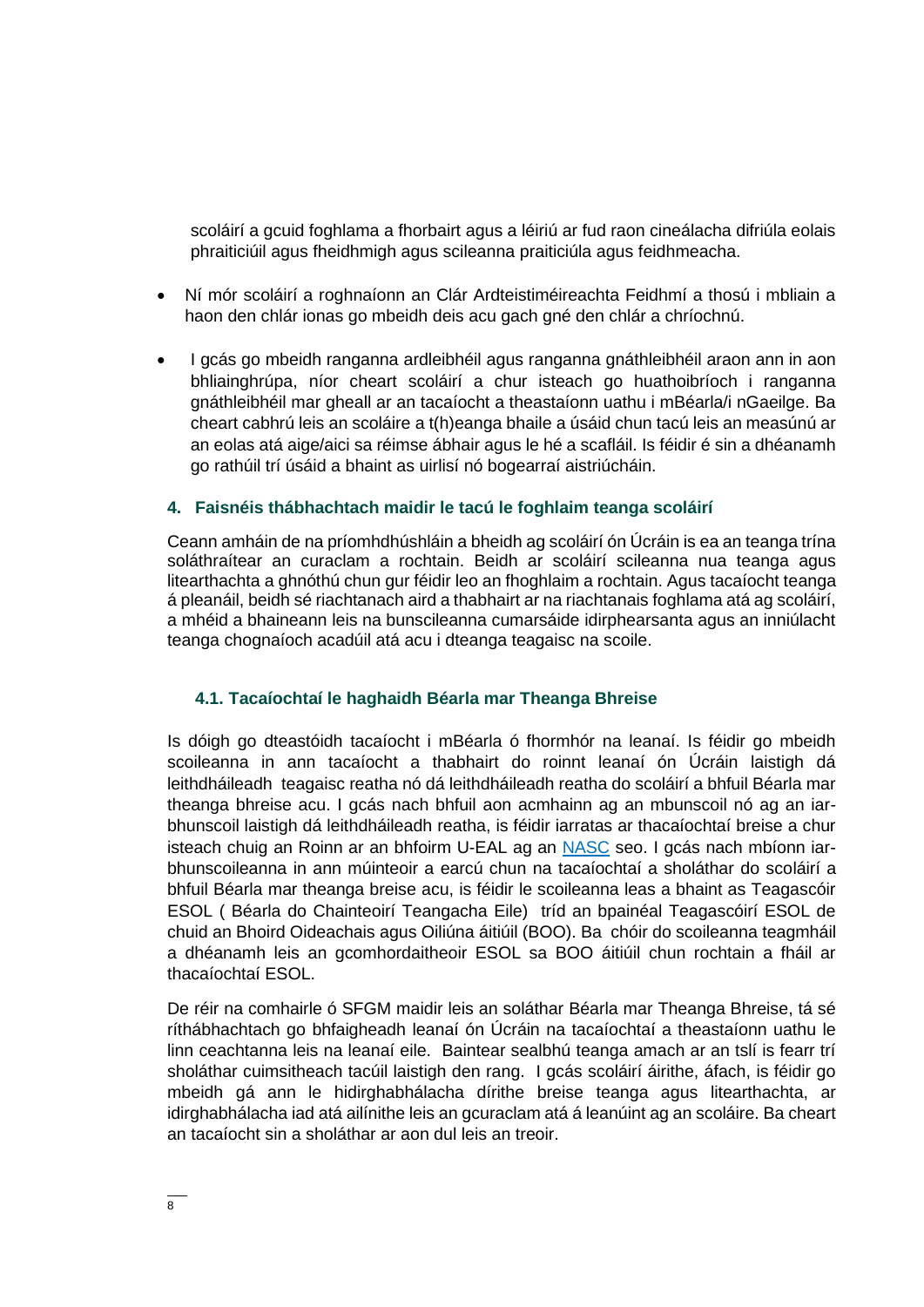scoláirí a gcuid foghlama a fhorbairt agus a léiriú ar fud raon cineálacha difriúla eolais phraiticiúil agus fheidhmigh agus scileanna praiticiúla agus feidhmeacha.

- Ní mór scoláirí a roghnaíonn an Clár Ardteistiméireachta Feidhmí a thosú i mbliain a haon den chlár ionas go mbeidh deis acu gach gné den chlár a chríochnú.
- I gcás go mbeidh ranganna ardleibhéil agus ranganna gnáthleibhéil araon ann in aon bhliainghrúpa, níor cheart scoláirí a chur isteach go huathoibríoch i ranganna gnáthleibhéil mar gheall ar an tacaíocht a theastaíonn uathu i mBéarla/i nGaeilge. Ba cheart cabhrú leis an scoláire a t(h)eanga bhaile a úsáid chun tacú leis an measúnú ar an eolas atá aige/aici sa réimse ábhair agus le hé a scafláil. Is féidir é sin a dhéanamh go rathúil trí úsáid a bhaint as uirlisí nó bogearraí aistriúcháin.

## 4. Faisnéis thábhachtach maidir le tacú le foghlaim teanga scoláirí

Ceann amháin de na príomhdhúshláin a bheidh ag scoláirí ón Úcráin is ea an teanga trína soláthraítear an curaclam a rochtain. Beidh ar scoláirí scileanna nua teanga agus litearthachta a ghnóthú chun gur féidir leo an fhoghlaim a rochtain. Agus tacaíocht teanga á pleanáil, beidh sé riachtanach aird a thabhairt ar na riachtanais foghlama atá ag scoláirí, a mhéid a bhaineann leis na bunscileanna cumarsáide idirphearsanta agus an inniúlacht teanga chognaíoch acadúil atá acu i dteanga teagaisc na scoile.

### 4.1. Tacaíochtaí le haghaidh Béarla mar Theanga Bhreise

Is dóigh go dteastóidh tacaíocht i mBéarla ó fhormhór na leanaí. Is féidir go mbeidh scoileanna in ann tacaíocht a thabhairt do roinnt leanaí ón Úcráin laistigh dá leithdháileadh teagaisc reatha nó dá leithdháileadh reatha do scoláirí a bhfuil Béarla mar theanga bhreise acu. I gcás nach bhfuil aon acmhainn ag an mbunscoil nó ag an iar-bhunscoil laistigh dá leithdháileadh reatha, is féidir iarratas ar thacaíochtaí breise a chur isteach chuig an Roinn ar an bhfoirm U-EAL ag an [NASC](NASC) seo. I gcás nach mbíonn iar-bhunscoileanna in ann múinteoir a earcú chun na tacaíochtaí a sholáthar do scoláirí a bhfuil Béarla mar theanga breise acu, is féidir le scoileanna leas a bhaint as Teagascóir ESOL ( Béarla do Chainteoirí Teangacha Eile) tríd an bpainéal Teagascóirí ESOL de chuid an Bhoird Oideachais agus Oiliúna áitiúil (BOO). Ba chóir do scoileanna teagmháil a dhéanamh leis an gcomhordaitheoir ESOL sa BOO áitiúil chun rochtain a fháil ar thacaíochtaí ESOL.

De réir na comhairle ó SFGM maidir leis an soláthar Béarla mar Theanga Bhreise, tá sé ríthábhachtach go bhfaigheadh leanaí ón Úcráin na tacaíochtaí a theastaíonn uathu le linn ceachtanna leis na leanaí eile. Baintear sealbhú teanga amach ar an tslí is fearr trí sholáthar cuimsitheach tacúil laistigh den rang. I gcás scoláirí áirithe, áfach, is féidir go mbeidh gá ann le hidirghabhálacha dírithe breise teanga agus litearthachta, ar idirghabhálacha iad atá ailínithe leis an gcuraclam atá á leanúint ag an scoláire. Ba cheart an tacaíocht sin a sholáthar ar aon dul leis an treoir.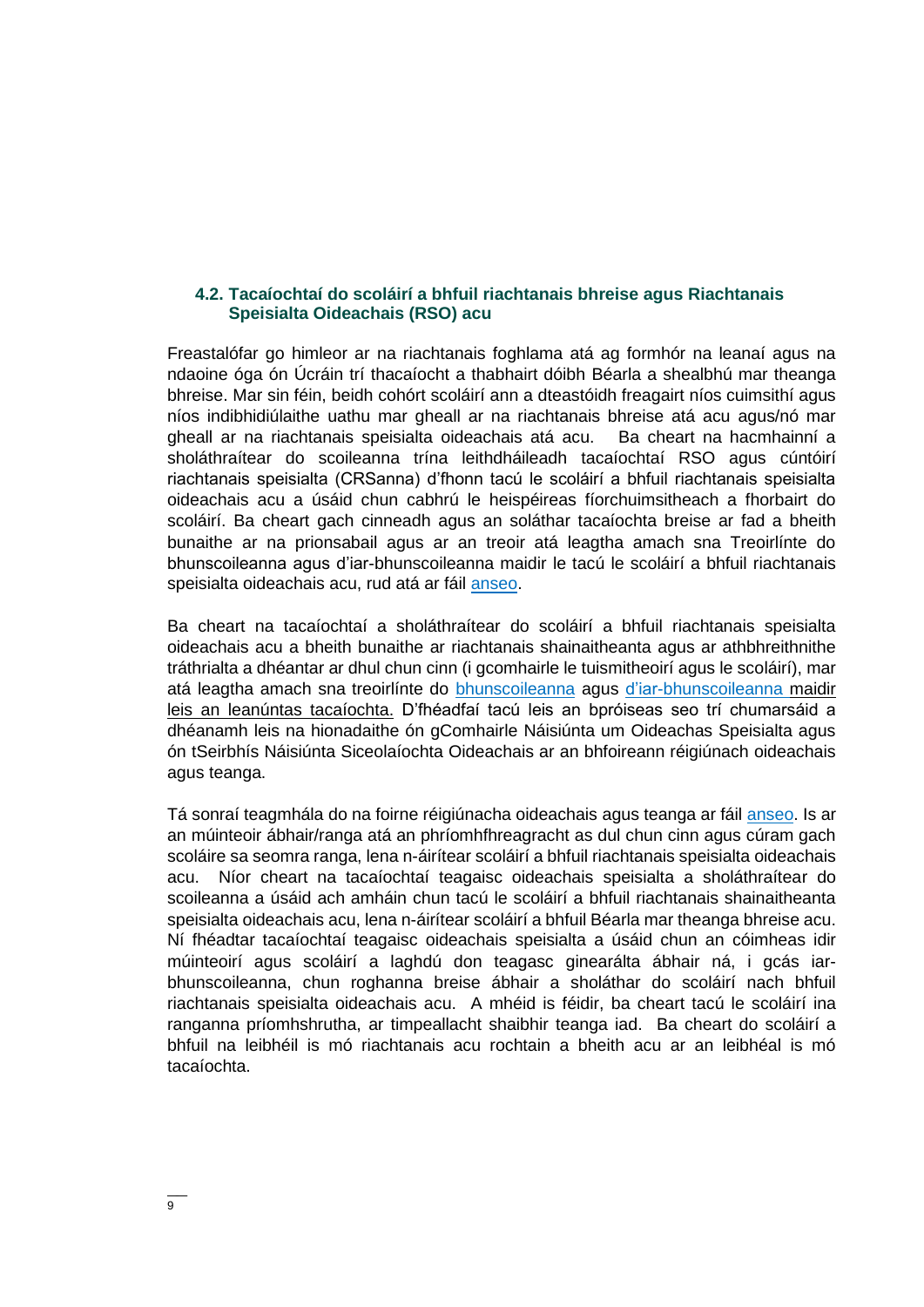### 4.2. Tacaíochtaí do scoláirí a bhfuil riachtanais bhreise agus Riachtanais Speisialta Oideachais (RSO) acu

Freastalófar go himleor ar na riachtanais foghlama atá ag formhór na leanaí agus na ndaoine óga ón Úcráin trí thacaíocht a thabhairt dóibh Béarla a shealbhú mar theanga bhreise. Mar sin féin, beidh cohórt scoláirí ann a dteastóidh freagairt níos cuimsithí agus níos indibhidiúlaithe uathu mar gheall ar na riachtanais bhreise atá acu agus/nó mar gheall ar na riachtanais speisialta oideachais atá acu. Ba cheart na hacmhainní a sholáthraítear do scoileanna trína leithdháileadh tacaíochtaí RSO agus cúntóirí riachtanais speisialta (CRSanna) d'fhonn tacú le scoláirí a bhfuil riachtanais speisialta oideachais acu a úsáid chun cabhrú le heispéireas fíorchuimsitheach a fhorbairt do scoláirí. Ba cheart gach cinneadh agus an soláthar tacaíochta breise ar fad a bheith bunaithe ar na prionsabail agus ar an treoir atá leagtha amach sna Treoirlínte do bhunscoileanna agus d'iar-bhunscoileanna maidir le tacú le scoláirí a bhfuil riachtanais speisialta oideachais acu, rud atá ar fáil anseo.

Ba cheart na tacaíochtaí a sholáthraítear do scoláirí a bhfuil riachtanais speisialta oideachais acu a bheith bunaithe ar riachtanais shainaitheanta agus ar athbhreithnithe tráthrialta a dhéantar ar dhul chun cinn (i gcomhairle le tuismitheoirí agus le scoláirí), mar atá leagtha amach sna treoirlínte do bhunscoileanna agus d'iar-bhunscoileanna maidir leis an leanúntas tacaíochta. D'fhéadfaí tacú leis an bpróiseas seo trí chumarsáid a dhéanamh leis na hionadaithe ón gComhairle Náisiúnta um Oideachas Speisialta agus ón tSeirbhís Náisiúnta Siceolaíochta Oideachais ar an bhfoireann réigiúnach oideachais agus teanga.

Tá sonraí teagmhála do na foirne réigiúnacha oideachais agus teanga ar fáil anseo. Is ar an múinteoir ábhair/ranga atá an phríomhfhreagracht as dul chun cinn agus cúram gach scoláire sa seomra ranga, lena n-áirítear scoláirí a bhfuil riachtanais speisialta oideachais acu. Níor cheart na tacaíochtaí teagaisc oideachais speisialta a sholáthraítear do scoileanna a úsáid ach amháin chun tacú le scoláirí a bhfuil riachtanais shainaitheanta speisialta oideachais acu, lena n-áirítear scoláirí a bhfuil Béarla mar theanga bhreise acu. Ní fhéadtar tacaíochtaí teagaisc oideachais speisialta a úsáid chun an cóimheas idir múinteoirí agus scoláirí a laghdú don teagasc ginearálta ábhair ná, i gcás iar-bhunscoileanna, chun roghanna breise ábhair a sholáthar do scoláirí nach bhfuil riachtanais speisialta oideachais acu. A mhéid is féidir, ba cheart tacú le scoláirí ina ranganna príomhshrutha, ar timpeallacht shaibhir teanga iad. Ba cheart do scoláirí a bhfuil na leibhéil is mó riachtanais acu rochtain a bheith acu ar an leibhéal is mó tacaíochta.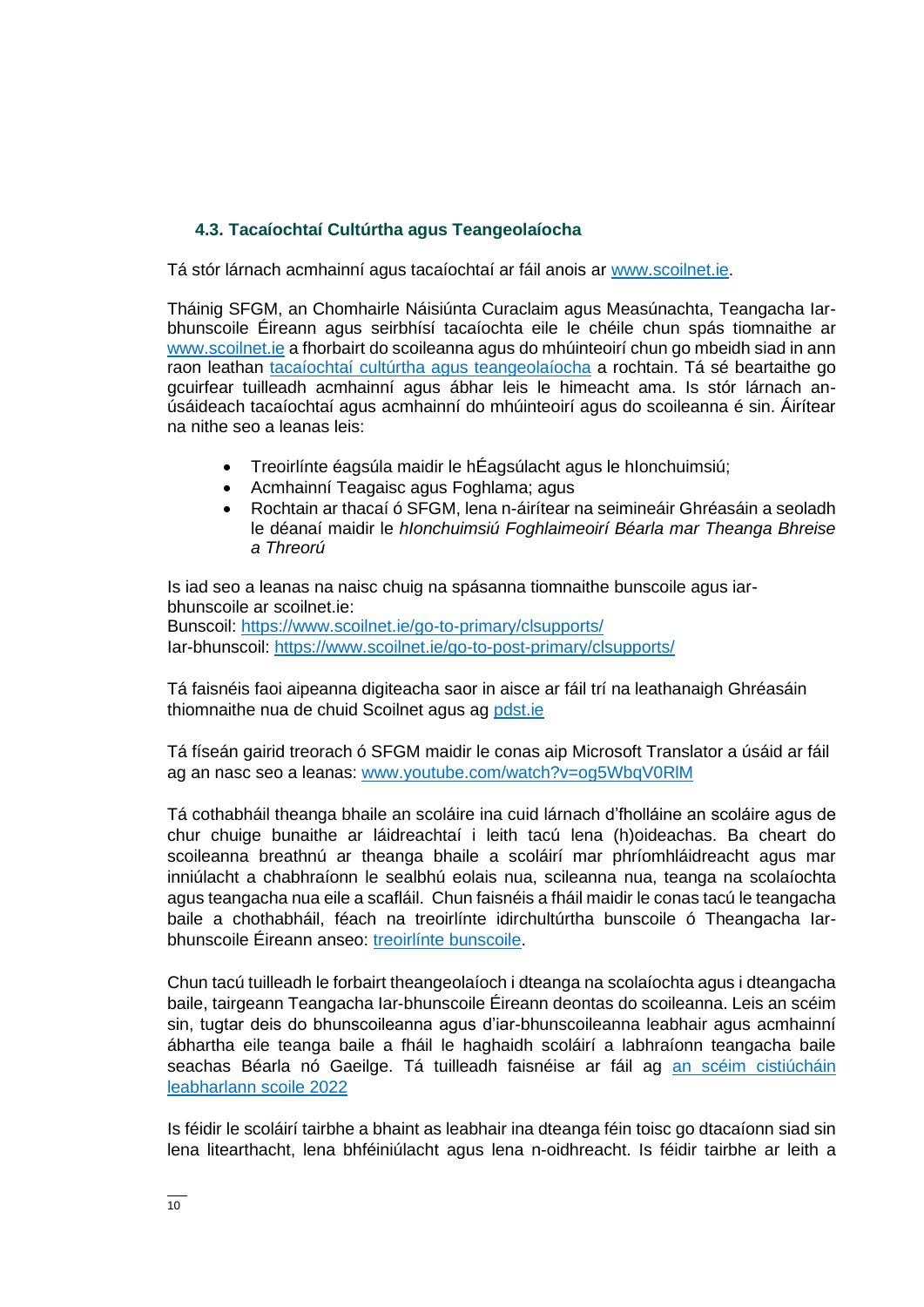### 4.3. Tacaíochtaí Cultúrtha agus Teangeolaíocha

Tá stór lárnach acmhainní agus tacaíochtaí ar fáil anois ar [www.scoilnet.ie](www.scoilnet.ie).

Tháinig SFGM, an Chomhairle Náisiúnta Curaclaim agus Measúnachta, Teangacha Iar-bhunscoile Éireann agus seirbhísí tacaíochta eile le chéile chun spás tiomnaithe ar [www.scoilnet.ie](www.scoilnet.ie) a fhorbairt do scoileanna agus do mhúinteoirí chun go mbeidh siad in ann raon leathan tacaíochtaí cultúrtha agus teangeolaíocha a rochtain. Tá sé beartaithe go gcuirfear tuilleadh acmhainní agus ábhar leis le himeacht ama. Is stór lárnach an-úsáideach tacaíochtaí agus acmhainní do mhúinteoirí agus do scoileanna é sin. Áirítear na nithe seo a leanas leis:

- Treoirlínte éagsúla maidir le hÉagsúlacht agus le hIonchuimsiú;
- Acmhainní Teagaisc agus Foghlama; agus
- Rochtain ar thacaí ó SFGM, lena n-áirítear na seimineáir Ghréasáin a seoladh le déanaí maidir le *hIonchuimsiú Foghlaimeoirí Béarla mar Theanga Bhreise a Threorú*

Is iad seo a leanas na naisc chuig na spásanna tiomnaithe bunscoile agus iar-bhunscoile ar scoilnet.ie:
Bunscoil: https://www.scoilnet.ie/go-to-primary/clsupports/
Iar-bhunscoil: https://www.scoilnet.ie/go-to-post-primary/clsupports/

Tá faisnéis faoi aipeanna digiteacha saor in aisce ar fáil trí na leathanaigh Ghréasáin thiomnaithe nua de chuid Scoilnet agus ag pdst.ie

Tá físeán gairid treorach ó SFGM maidir le conas aip Microsoft Translator a úsáid ar fáil ag an nasc seo a leanas: www.youtube.com/watch?v=og5WbqV0RlM

Tá cothabháil theanga bhaile an scoláire ina cuid lárnach d'fholláine an scoláire agus de chur chuige bunaithe ar láidreachtaí i leith tacú lena (h)oideachas. Ba cheart do scoileanna breathnú ar theanga bhaile a scoláirí mar phríomhláidreacht agus mar inniúlacht a chabhraíonn le sealbhú eolais nua, scileanna nua, teanga na scolaíochta agus teangacha nua eile a scafláil. Chun faisnéis a fháil maidir le conas tacú le teangacha baile a chothabháil, féach na treoirlínte idirchultúrtha bunscoile ó Theangacha Iar-bhunscoile Éireann anseo: treoirlínte bunscoile.

Chun tacú tuilleadh le forbairt theangeolaíoch i dteanga na scolaíochta agus i dteangacha baile, tairgeann Teangacha Iar-bhunscoile Éireann deontas do scoileanna. Leis an scéim sin, tugtar deis do bhunscoileanna agus d'iar-bhunscoileanna leabhair agus acmhainní ábhartha eile teanga baile a fháil le haghaidh scoláirí a labhraíonn teangacha baile seachas Béarla nó Gaeilge. Tá tuilleadh faisnéise ar fáil ag an scéim cistiúcháin leabharlann scoile 2022

Is féidir le scoláirí tairbhe a bhaint as leabhair ina dteanga féin toisc go dtacaíonn siad sin lena litearthacht, lena bhféiniúlacht agus lena n-oidhreacht. Is féidir tairbhe ar leith a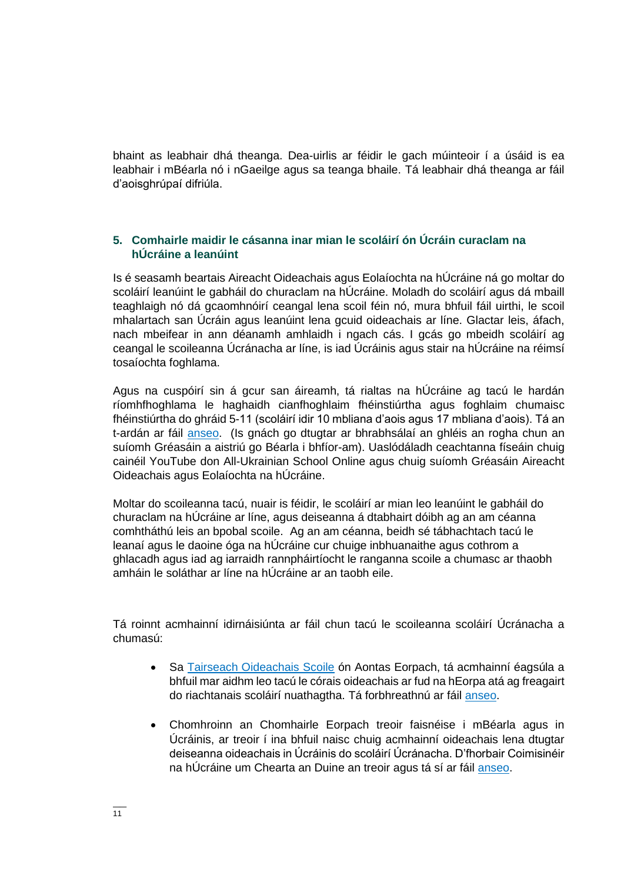bhaint as leabhair dhá theanga. Dea-uirlis ar féidir le gach múinteoir í a úsáid is ea leabhair i mBéarla nó i nGaeilge agus sa teanga bhaile. Tá leabhair dhá theanga ar fáil d'aoisghrúpaí difriúla.

## 5. Comhairle maidir le cásanna inar mian le scoláirí ón Úcráin curaclam na hÚcráine a leanúint

Is é seasamh beartais Aireacht Oideachais agus Eolaíochta na hÚcráine ná go moltar do scoláirí leanúint le gabháil do churaclam na hÚcráine. Moladh do scoláirí agus dá mbaill teaghlaigh nó dá gcaomhnóirí ceangal lena scoil féin nó, mura bhfuil fáil uirthi, le scoil mhalartach san Úcráin agus leanúint lena gcuid oideachais ar líne. Glactar leis, áfach, nach mbeifear in ann déanamh amhlaidh i ngach cás. I gcás go mbeidh scoláirí ag ceangal le scoileanna Úcránacha ar líne, is iad Úcráinis agus stair na hÚcráine na réimsí tosaíochta foghlama.

Agus na cuspóirí sin á gcur san áireamh, tá rialtas na hÚcráine ag tacú le hardán ríomhfhoghlama le haghaidh cianfhoghlaim fhéinstiúrtha agus foghlaim chumaisc fhéinstiúrtha do ghráid 5-11 (scoláirí idir 10 mbliana d'aois agus 17 mbliana d'aois). Tá an t-ardán ar fáil anseo. (Is gnách go dtugtar ar bhrabhsálaí an ghléis an rogha chun an suíomh Gréasáin a aistriú go Béarla i bhfíor-am). Uaslódáladh ceachtanna físeáin chuig cainéil YouTube don All-Ukrainian School Online agus chuig suíomh Gréasáin Aireacht Oideachais agus Eolaíochta na hÚcráine.

Moltar do scoileanna tacú, nuair is féidir, le scoláirí ar mian leo leanúint le gabháil do churaclam na hÚcráine ar líne, agus deiseanna á dtabhairt dóibh ag an am céanna comhtháthú leis an bpobal scoile. Ag an am céanna, beidh sé tábhachtach tacú le leanaí agus le daoine óga na hÚcráine cur chuige inbhuanaithe agus cothrom a ghlacadh agus iad ag iarraidh rannpháirtíocht le ranganna scoile a chumasc ar thaobh amháin le soláthar ar líne na hÚcráine ar an taobh eile.

Tá roinnt acmhainní idirnáisiúnta ar fáil chun tacú le scoileanna scoláirí Úcránacha a chumasú:

- Sa Tairseach Oideachais Scoile ón Aontas Eorpach, tá acmhainní éagsúla a bhfuil mar aidhm leo tacú le córais oideachais ar fud na hEorpa atá ag freagairt do riachtanais scoláirí nuathagtha. Tá forbhreathnú ar fáil anseo.
- Chomhroinn an Chomhairle Eorpach treoir faisnéise i mBéarla agus in Úcráinis, ar treoir í ina bhfuil naisc chuig acmhainní oideachais lena dtugtar deiseanna oideachais in Úcráinis do scoláirí Úcránacha. D'fhorbair Coimisinéir na hÚcráine um Chearta an Duine an treoir agus tá sí ar fáil anseo.